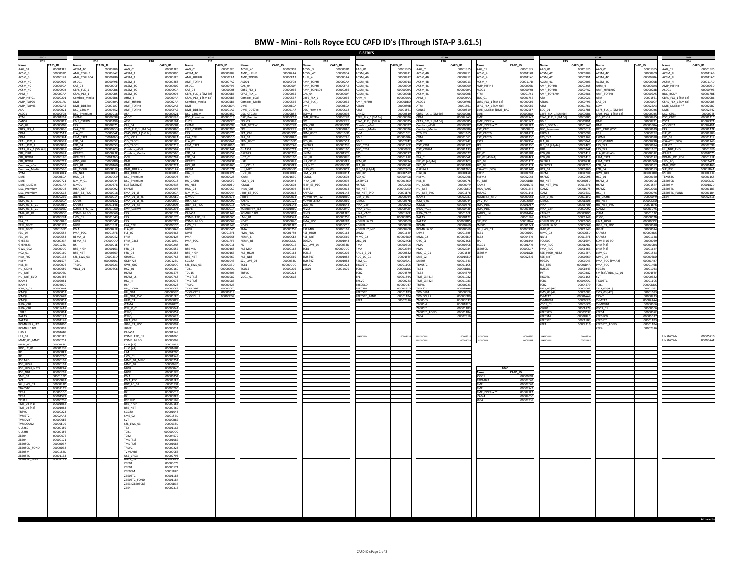# BMW - Mini - Rolls Royce ECU CAFD ID's (Through ISTA-P 3.61.5)

## F-SERIES

### F001 / F01

| Name | CAFD_ID |
|---|---|
| AAG_01 | 000013F5 |
| ACSM_3 | 0000090D |
| ACSM_3 | 00000147 |
| ACSM_4C | 0000090A |
| ACSM_4C | 00000909 |
| ACSM_4C | 0000090A |
| ACSM_4C | 0000090B |
| AHM_4 | 000000AA |
| AMP_HIFI01 | 00000201 |
| AMP_TOP70 | 000001FD |
| AMP_TOPHB | 000002A5 |
| ASA | 00000021 |
| ASD01 | 00000F98 |
| ATM | 00001F61 |
| CANS2 | 00000819 |
| CAS_04 | 0000000F |
| CBFS_FLX_1 | 00000086 |
| CDM | 000025A3 |
| CDM | 00000324 |
| CFAH_PLX_1 | 000000B7 |
| CFAH_PLX_1 | 000000B8 |
| CFAS_PLX_1 [SM 6e] | 00000085 |
| CID_ICID1 | 0000006A |
| CID_TPDD1 | 00000186 |
| CID_TPDD1 | 00000219 |
| Combox_eCall | 00000587 |
| Combox_Media | 00000586 |
| CVM | 000011C3 |
| DME | 0000080A |
| DME | 00000721 |
| DME_DDE7xx | 000001A7 |
| DSC_Premium | 000000D8 |
| DSC_Premium | 00000C18 |
| EHC2 | 000002B9 |
| EMA_01_LI | 000000EA |
| EMA_01_LI_2L | 000000EC |
| EMA_01_RE | 000000ED |
| EMA_01_RE | 000000EE |
| EPS | 00000E74 |
| FLA_02 | 000000AE |
| FRM_03CT | 0000012F |
| FRM_03CT | 0000010D |
| FZD_04 | 00000552 |
| FZD_04 | 00000553 |
| GKEB23 | 0000023F |
| GKEHY23 | 0000126D |
| GWS_G02 | 000000D0 |
| HC2_01 | 00000160 |
| HKA_F02 | 00000136 |
| HKFM | 0000157F |
| HKL_III | 00000076 |
| HU_CICHB | 000000F9 |
| HU_NBT | 000000ED |
| HU_NBT_EVO | 00001EF6 |
| ICAM3 | 00002081 |
| ICAM4 | 0000207C |
| ICM_V_01 | 00000044 |
| ICMQL | 00000052 |
| ICMQL | 0000067B |
| ICMQL | 00000053 |
| IHKA_CBF | 00000092 |
| IHKA_CBF | 000014A8 |
| IBBFE | 00000014 |
| KAFAS2 | 00000122 |
| KAFAS2 | 00001148 |
| KOMBI FPK_I12 | 0000106D |
| KOMBI L6 BO | 00000069 |
| LHM2 | 0000168F |
| LRR_01 | 000001EE |
| MMC_01_MMC | 00000251 |
| MMC_02 | 0000068D |
| RDC_LC_01 | 00001F3F |
| RK | 00000BF3 |
| RK | 0000026C |
| RSE MID | 00000168 |
| RSE_HIGH | 00000163 |
| RSE_HIGH_NBT2 | 000001FA |
| RSE_NBT | 00000069 |
| SME_02 | 000015BD |
| SVT | 00000882 |
| SZL_LWS_03 | 0000033D |
| TBX05TC | 000011C5 |
| TCB1 | 000000DC |
| TCB2 | 00004579 |
| TCU15 | 00000205 |
| TMS_03 [41] | 00001082 |
| TMS_03 [42] | 00001083 |
| TRSVC | 00000223 |
| TVM2T2 | 00002AA4 |
| TVMDVBT | 000000E6 |
| TVMDDUL2 | 00000ED9 |
| ULF260 | 000001F9 |
| ULF2HI | 000001F6 |
| ULF2HI | 0000017E |
| ZBE04 | 00000171 |
| ZBE05CD | 00000337 |
| ZBE05CD_FOND | 00000336 |
| ZBE05M | 0000182D |
| ZBE05TC | 00001183 |
| ZBE05TC_FOND | 00001184 |

### F010 / F06

| Name | CAFD_ID |
|---|---|
| ACSM_4C | 0000090B |
| AMP_TOPHB | 00000FA2 |
| AMP_TOPLR04 | 00000286 |
| ASD01 | 00000F98 |
| CAS_04 | 0000000F |
| CBFS_FLX_1 | 00000086 |
| CFAS_PLX_1 | 00000085 |
| Combox_Media | 00000586 |
| DME | 0000080A |
| DME_DDE7xx | 000001A7 |
| DSC_Premium | 00000C18 |
| EKPM3 | 00000098 |
| EMF_03TRW | 00000298 |
| EPS | 00000E75 |
| FKA_CBF | 0000000D |
| FLA_02 | 000000AE |
| FRM_03CT | 0000106D |
| FZD_04 | 00000552 |
| FZD_04 | 00000553 |
| GHAS01 | 000007C3 |
| GKEB23 | 0000023F |
| GKEHY23 | 0000126D |
| GWS_G02 | 000000D0 |
| HUD_03 | 000000C9 |
| ICM_V_01 | 00000044 |
| ICMQL | 0000067B |
| IHKA_CBF | 00000092 |
| IBBF_E3_PDC | 00000018 |
| IBBFE | 00000014 |
| KAFAS | 00000122 |
| KAFAS2 | 00001148 |
| KOMBI FPK_I12 | 0000106D |
| KOMBI L6 BO | 00000069 |
| LMV_01 | 00001543 |
| NIVI2 | 0000004C |
| NIVI3 | 000013FE |
| PMA | 0000025F |
| PMA_PDC | 00001FFB |
| REMA_LI | 00000CE2 |
| REMA_RE | 00000CE3 |
| RK | 000000E1 |
| RSE_HIGH | 00000163 |
| RSE_NBT | 00000069 |
| SZL_LWS_03 | 0000033D |
| TCB1 | 000000DC |
| TRSVC | 00000223 |
| VDC1_01 | 000006C6 |

### F010 / F10

| Name | CAFD_ID |
|---|---|
| AAG_01 | 000013F5 |
| ACSM_3 | 0000090C |
| ACSM_3 | 000008E5 |
| ACSM_3 | 000008E8 |
| ACSM_4C | 00000909 |
| ACSM_4C | 0000090B |
| AHM_4 | 000000AA |
| AMP_HIFIHB | 000002AA |
| AMP_TOPHB | 000002A5 |
| ASA | 00000021 |
| ASD01 | 00000F98 |
| ATM | 00001F61 |
| CAS_04 | 0000000F |
| CFAS_PLX_1 [SM 6e] | 00000085 |
| CID_ICID1 | 0000006A |
| CID_TPDD1 | 00000186 |
| CID_TPDD1 | 00000219 |
| Combox_eCall | 00000587 |
| Combox_Media | 00000586 |
| DME | 0000080A |
| DME | 00000721 |
| DME_DDE7xx | 000001A7 |
| DSC_Premium | 000000D8 |
| DSC_Premium | 00000C18 |
| EKPM3 | 00000098 |
| EMA_01_LI | 000000EA |
| EMA_01_LI_2L | 000000EC |
| EMA_01_RE | 000000ED |
| EMF_03TRW | 00000298 |
| EPS | 00000E74 |
| EPS | 00000E75 |
| FLE_02 | 000024C3 |
| FRR | 000002AF |
| FRM_03CT | 0000106D |
| FZD_04 | 00000552 |
| FZD_04 | 00000553 |
| GHAS01 | 000007C3 |
| GKEB23 | 0000023F |
| GKEHY23 | 0000126D |
| GWS_G02 | 000000D0 |
| HC2_01 | 00000160 |
| HKFM | 0000157F |
| HKFM_LS | 0000070B |
| HKL_III | 00000076 |
| HSR | 00000028 |
| HU_CICHB | 000000F9 |
| HU_NBT | 000000ED |
| HU_NBT_EVO | 00001EF6 |
| HUD_03 | 000000C9 |
| ICAM4 | 0000207C |
| ICM_V_01 | 00000044 |
| ICMQL | 00000052 |
| ICMQL | 0000067B |
| IHKA_CBF | 00000092 |
| IBBF_E3_PDC | 00000018 |
| IBBFE | 00000014 |
| KAFAS2 | 00001148 |
| KOMBI FPK_I12 | 0000106D |
| KOMBI L6 BO | 00000069 |
| LHM [43] | 000010BA |
| LHM [44] | 000016BF |
| LIM | 0000120C |
| LMV_01 | 00001543 |
| MMC_01_MMC | 00000251 |
| MMC_02 | 0000068D |
| NIVI2 | 0000004C |
| NIVI3 | 000013FE |
| PMA | 0000025F |
| PMA_PDC | 00001FFB |
| RDC_LC_01 | 00001F3F |
| RK | 0000026C |
| RK | 00000BF3 |
| RSE MID | 00000168 |
| RSE_HIGH | 00000163 |
| RSE_NBT | 00000069 |
| SGGZA | 00001043 |
| SME_02 | 000015BD |
| SVT | 00000882 |
| SZL_LWS_03 | 0000033D |
| TBX | 000011C5 |
| TCB1 | 000000DC |
| TCB2 | 00004579 |
| TCU15 | 00000205 |
| TMS [41] | 00001082 |
| TMS [42] | 00001083 |
| TRSVC | 00000223 |
| TVMDVBT | 000000E6 |
| UBS_VA03 | 00002795 |
| VDC1_01 | 000006C6 |
| ZBE04 | 00000171 |
| ZBE05M | 0000182D |
| ZBE05TC | 00001183 |
| ZBE05TC_FOND | 00001184 |
| ZBE3 (ZBE05CD) | 00000337 |
| ZBE4 | 00002316 |

### F010 / F11

| Name | CAFD_ID |
|---|---|
| AAG_01 | 000013F5 |
| ACSM_4C | 00000909 |
| AMP_HIFIHB | 000002AA |
| AMP_TOPHB | 00000FA2 |
| ASD01 | 00000F98 |
| CAS_04 | 0000000F |
| CBFS_FLX_1 [SM 6e] | 00000086 |
| CFAS_PLX_1 [SM 6e] | 00000085 |
| Combox_Media | 00000586 |
| DME | 0000080A |
| DME_DDE7xx | 000001A7 |
| DSC_CT01M | 00000852 |
| DSC_Premium | 00000C18 |
| EHC1 | 000000F5 |
| EKPM3 | 00000098 |
| EMF_03TRW | 00000298 |
| EPS | 00000E75 |
| FKA_CBF | 0000000D |
| FLA_02 | 000000AE |
| FRM_03CT | 0000106D |
| FRR | 000002AF |
| FZD_04 | 00000552 |
| FZD_04 | 00000553 |
| GKEB23 | 0000023F |
| GWS_G02 | 000000D0 |
| HC2_01 | 00000160 |
| HKL_III | 00000076 |
| HUD_03 | 000000C9 |
| HSR | 00000028 |
| HU_CICHB | 000000F9 |
| HU_NBT | 000000ED |
| IBBF_E3_PDC | 00000018 |
| IBBFE | 00000014 |
| ICM_V_01 | 00000044 |
| ICMQL | 0000067B |
| IHKA_CBF | 00000092 |
| KAFAS2 | 00001148 |
| KOMBI FPK_I12 | 0000106D |
| KOMBI L6 BO | 00000069 |
| LMV_01 | 00001543 |
| NIVI2 | 0000004C |
| NIVI3 | 000013FE |
| PMA | 0000025F |
| PMA_PDC | 00001FFB |
| REMA_LI | 00000CE2 |
| REMA_RE | 00000CE3 |
| RK | 000000E1 |
| RSE MID | 00000168 |
| RSE_HIGH | 00000163 |
| RSE_NBT | 00000069 |
| SZL_LWS_03 | 0000033D |
| TCB1 | 000000DC |
| TCU15 | 00000205 |
| TMS [41] | 00001082 |
| TMS [42] | 00001083 |
| TRSVC | 00000223 |
| TVMDVBT | 000000E6 |
| TVMHC01 | 00000918 |
| TVMDDUL2 | 00000ED9 |

### F010 / F12

| Name | CAFD_ID |
|---|---|
| ACSM_4C | 00000909 |
| AMP_HIFIHB | 000002AA |
| AMP_TOPHB | 00000FA2 |
| ASD01 | 00000F98 |
| CAS_04 | 0000000F |
| CBFS_FLX_1 | 00000086 |
| CFAS_PLX_1 | 00000085 |
| Combox_Media | 00000586 |
| DME | 0000080A |
| DME_DDE7xx | 000001A7 |
| DSC_CT01M | 00000852 |
| DSC_Premium | 00000C18 |
| EKPM3 | 00000098 |
| EPS | 00000E75 |
| FKA_CBF | 0000000D |
| FLA_02 | 000000AE |
| FRM_03CT | 0000106D |
| FRR | 000002AF |
| FZD_04 | 00000552 |
| FZD_04 | 00000553 |
| GHAS01 | 000007C3 |
| GKEB23 | 0000023F |
| HSR | 00000028 |
| HU_CICHB | 000000F9 |
| HU_NBT | 000000ED |
| IBBF_E3_PDC | 00000018 |
| IBBFE | 00000014 |
| ICAM | 0000163C |
| ICM_V_01 | 00000044 |
| ICMQL | 0000067B |
| IHKA_CBF | 00000092 |
| KAFAS2 | 00001148 |
| KOMBI FPK_I12 | 0000106D |
| KOMBI L6 BO | 00000069 |
| LMV_01 | 00001543 |
| NIVI3 | 000013FE |
| PMA | 0000025F |
| PMA_PDC | 00001FFB |
| REMA_LI | 00000CE2 |
| REMA_RE | 00000CE3 |
| RK | 00000CE1 |
| RSE MID | 00000168 |
| RSE_HIGH | 00000163 |
| RSE_NBT | 00000069 |
| SGGZA | 00001043 |
| SZL_LWS_03 | 0000033D |
| TCB1 | 000000DC |
| TCU15 | 00000205 |
| TRSVC | 00000223 |
| VDC1_01 | 000006C6 |

### F010 / F18

| Name | CAFD_ID |
|---|---|
| ACSM_3 | 0000090D |
| ACSM_4C | 0000090A |
| AHM_4 | 000000AA |
| AMP_HIFIHB | 000002AA |
| AMP_TOPHB | 00000FA2 |
| AMP_TOPLR04 | 00000286 |
| CAS_04 | 0000000F |
| CBFS_FLX_1 | 00000086 |
| CFAS_PLX_1 | 00000085 |
| Combox_Media | 00000586 |
| DME | 0000080A |
| DME_DDE7xx | 000001A7 |
| DSC_Premium | 00000C18 |
| EKPM3 | 00000098 |
| EMF_03TRW | 00000298 |
| EPS | 00000E75 |
| FKA_CBF | 0000000D |
| FLA_02 | 000000AE |
| FRM_03CT | 0000106D |
| FRR | 000002AF |
| FZD_04 | 00000553 |
| GKEB23 | 0000023F |
| HC2_01 | 00000160 |
| HKFM | 0000157F |
| HKL_III | 00000076 |
| HU_CICHB | 000000F9 |
| HU_NBT | 000000ED |
| HUD_03 | 000000C9 |
| ICMQL | 0000067B |
| IHKA_CBF | 00000092 |
| IBBF_E3_PDC | 00000018 |
| KAFAS2 | 00001148 |
| KOMBI L6 BO | 00000069 |
| LMV_01 | 00001543 |
| NIVI2 | 0000004C |
| NIVI3 | 000013FE |
| PMA | 0000025F |
| PMA_PDC | 00001FFB |
| RSE_HIGH | 00000163 |
| RSE_NBT | 00000069 |
| SGGZA | 00001043 |
| SZL_LWS_03 | 0000033D |
| TCB1 | 000000DC |
| TCU15 | 00000205 |
| TMS [41] | 00001082 |
| TMS [42] | 00001083 |
| TRSVC | 00000223 |
| VSD01 | 00001A79 |

### F020 / F20

| Name | CAFD_ID |
|---|---|
| AAG_01 | 000013F5 |
| ACSM_4B | 00000911 |
| ACSM_4B | 00000912 |
| ACSM_4B | 00000913 |
| ACSM_4C | 00000909 |
| ACSM_4C | 0000090A |
| AHM_4 | 000000AA |
| AMP_HIFIHB | 000000BD |
| ASD01 | 00000F98 |
| CBFS_FLX_1 [SM 6e] | 00000086 |
| CFAS_PLX_1 [SM 6e] | 00000085 |
| Combox_eCall | 00000587 |
| Combox_Media | 00000586 |
| CVM | 000011C3 |
| DME | 0000080A |
| DME | 00002742 |
| DSC2 | 0000297A |
| DSC_CT01 | 0000121C |
| DSC_CT01 | 0000009E |
| EPS | 00000C77 |
| EPS | 00001A2F |
| FEM_01 | 00000794 |
| FLE_02 [43/44] | 000024C3 |
| FZD_07 | 0000000A |
| GKEHY23 | 0000126D |
| HKFM2 | 00002098 |
| HU_NBT | 000000ED |
| HU_NBT_EVO | 00001EF6 |
| ICM_V_01 | 00000044 |
| ICMQL | 0000067B |
| IHKA_CBF | 00000092 |
| IHKA_VA01 | 000016EE |
| IHKA_VA02 | 000016EE |
| KAFAS2 | 00001148 |
| KOMBI L6 BO | 00000069 |
| KOMBI L7_MID | 0000009C |
| LHM2 | 000016BF |
| MMC_02 | 0000068D |
| PMA | 000008CE |
| PMA_PDC | 00002984 |
| RADIO_2_01 | 00000832 |
| RDC_LC_01 | 00001F3F |
| REM_01 | 000007A1 |
| SME05 | 00001B43 |
| TBX05TC | 000011C5 |
| TCB1 | 000000DC |
| TCB2 | 00004579 |
| TPL | 0000184A |
| TMS_03 [41] | 00001082 |
| TMS_03 [42] | 00001083 |
| TRSVC | 00000223 |
| ZBE05CD | 00000337 |
| ZBE05M | 0000182D |
| ZBE05TC | 00001183 |
| ZBE05TC_FOND | 00001184 |
| ZBE4 | 00002316 |
| UNKNOWN | 000033C8 |

### F020 / F30

| Name | CAFD_ID |
|---|---|
| AAG_01 | 000013F5 |
| ACSM_4B | 00000911 |
| ACSM_4B | 00000912 |
| ACSM_4C | 00000909 |
| ACSM_4C | 0000090B |
| AHM_4 | 000000AA |
| AMP_HIFIHB | 000000BD |
| ASD01 | 00000F98 |
| ATM | 00001F61 |
| CBFS_FLX_1 [SM 6e] | 00000086 |
| CFAS_PLX_1 [SM 6e] | 00000085 |
| CTMF33 | 000016F5 |
| Combox_eCall | 00000587 |
| Combox_Media | 00000586 |
| CVM | 000011C3 |
| DME | 00002742 |
| DSC_CT01 | 0000019C |
| DSC_CT02M | 00001A33 |
| EPS | 00000C77 |
| EPS | 00001A2F |
| FLE_02 [43/44] | 000024C3 |
| FZD_07 | 0000000A |
| GKEHY23 | 0000126D |
| HKFM2 | 00002098 |
| HU_CICHB | 000000F9 |
| HU_NBT | 000000ED |
| HU_NBT_EVO | 00001EF6 |
| ICM_V_01 | 00000044 |
| ICMQL | 0000067B |
| IHKA_VA01 | 000016EE |
| KAFAS2 | 00000122 |
| KAFAS2 | 00001148 |
| KOMBI | 00000760 |
| KOMBI L6 BO | 00000069 |
| LHM2 | 000016BF |
| MMC_02 | 0000068D |
| OBC_01 | 000024C8 |
| PMA | 000008CE |
| PMA_PDC | 00002984 |
| RDC_LC_01 | 00001F3F |
| SME_02 | 000015BD |
| SME05 | 00001B43 |
| TBX05TC | 000011C5 |
| TCB1 | 000000DC |
| TCB2 | 00004579 |
| TMS_03 [41] | 00001082 |
| TMS_03 [42] | 00001083 |
| TRSVC | 00000223 |
| TVM2T2 | 00002AA4 |
| TVMDVBT | 000000E6 |
| TVMDDUL2 | 00000ED9 |
| ZBE05CD | 00000337 |
| ZBE05M | 0000182D |
| ZBE05TC | 00001183 |
| ZBE05TC_FOND | 00001184 |
| ZBE4 | 00002316 |
| UNKNOWN | 00005720 |
| UNKNOWN | 000033C8 |

### F020 / F45

| Name | CAFD_ID |
|---|---|
| AAG_01 | 000013F5 |
| ACSM_4I | 000011A8 |
| ACSM_4I | 000011AD |
| AMP_HIFIHB | 000000BD |
| ASD01 | 00000F98 |
| ATM | 00001F61 |
| BDC_01 | 0000178E |
| CBFS_FLX_1 [SM 6e] | 00000086 |
| CFAS_PLX_1 [SM 6e] | 00000085 |
| DME_DDEBxx (DME_BAC) | 00002987 |
| DME | 0000080A |
| DME | 00002742 |
| DME_DDE7xx | 000001A7 |
| DSC_CT02M | 00001A33 |
| EPS | 00001A2F |
| FLE_01 | 0000180B |
| FLE_02 [43/44] | 000024C3 |
| FZD_08 | 00001412 |
| GSAW01 (EGS) | 00001148 |
| HKFM2 | 00002098 |
| HU_NBT | 000000ED |
| IHKA_VA02 | 000016EE |
| KOMBI_L7_MID | 000009C8 |
| LMV_FQ | 00002ACA |
| PMA_PDC | 00001AB7 |
| PMA_PDC | 0000146B |
| RADIO_UKL | 000014CA |
| SAS | 00001F86 |
| SLE_B35 | 00001D4A |
| SME05 | 00001B43 |
| SZL_LWS_03 | 0000033D |
| TCB1 | 000000DC |
| TPL | 0000184A |
| VSG01 | 00001A79 |
| ZBE05M | 0000182D |
| ZBE4 | 00002316 |
| UNKNOWN | 00005710 |
| UNKNOWN | 00005AAF |

### F040

| Name | CAFD_ID |
|---|---|
| ASD01 | 00000F98 |
| DKOMBI2 | 00002660 |
| DME | 00002060 |
| DME | 00002742 |
| DME_DDEBxx** | 00002987 |
| ICAM4 | 0000207C |
| ZBE4 | 00002316 |

### F025 / F15

| Name | CAFD_ID |
|---|---|
| AAG_01 | 000013F5 |
| ACSM_4C | 0000090A |
| ACSM_4C | 00000909 |
| AMP_TOPHB | 000002A5 |
| AMP_TOPLR04 | 00000286 |
| ASA | 00000021 |
| ASD01 | 00000F98 |
| ATM | 00001F61 |
| BDC_01 | 0000178E |
| CBFS_FLX_1 [SM 6e] | 00000086 |
| CFAS_PLX_1 [SM 6e] | 00000085 |
| DME | 0000080A |
| DME_DDE7xx | 000001A7 |
| EKPM3 | 00000098 |
| EPS_TK1 | 00001162 |
| FLA_02 | 000000AE |
| FLE_02 [43/44] | 000024C3 |
| FRR | 000002AF |
| FZD_08 | 00001412 |
| FZD_08 | 00001413 |
| GKEB23 | 0000023F |
| GKEHY23 | 0000126D |
| HKFM | 0000157F |
| HKFM2 | 00002098 |
| HU_NBT | 000000ED |
| HU_NBT_EVO | 00001EF6 |
| ICAM2 | 00001D75 |
| ICAM4 | 0000207C |
| IHKA | 000047D6 |
| IHKA_CBF | 00000092 |
| KAFAS2 | 00001148 |
| KOMBI FPK_I12 | 0000106D |
| KOMBI L6 BO | 00000069 |
| LMV_01 | 00001543 |
| MMC_02 | 0000068D |
| NIVI3 | 000013FE |
| PMA_PDC | 00001AB7 |
| RSE_NBT | 00000069 |
| RSE_NBT_HIGHT2 | 000001FA |
| SLE_B35 | 00001D4A |
| SGGZA | 00001043 |
| SVT | 00000882 |
| TBX05TC | 000011C5 |
| TCB1 | 000000DC |
| TCB2 | 00004579 |
| TMS_03 [41] | 00001082 |
| TMS_03 [42] | 00001083 |
| TVM2T2 | 00002AA4 |
| TVMDVBT | 000000E6 |
| VDC1_01 | 000006C6 |
| VSG01 | 00001A79 |
| ZBE05CD | 00000337 |
| ZBE05M | 0000182D |
| ZBE05TC | 00001183 |
| ZBE4 | 00002316 |
| UNKNOWN | 00005710 |
| UNKNOWN | 00005AAF |

### F025 / F25

| Name | CAFD_ID |
|---|---|
| AAG_01 | 000013F5 |
| ACSM_4C | 0000090A |
| ACSM_4C | 0000090B |
| AHM_4 | 000000AA |
| AMP_HIFILR02 | 00000288 |
| AMP_TOPHB | 000002A5 |
| ATM | 00001F61 |
| CAS_04 | 0000000F |
| CBFS_FLX_1 [SM 6e] | 00000086 |
| CFAS_PLX_1 [SM 6e] | 00000085 |
| CDM | 000025A3 |
| CID_KCID1 | 0000006A |
| DME | 0000080A |
| DME | 00000721 |
| DSC_CT01 (DSC) | 00000629 |
| DSC_Premium | 00000C18 |
| EKPM2 | 00000098 |
| EGS | 0000023F |
| EMF_03TRW | 00000298 |
| EPS_TK1 | 00001162 |
| FLA_02 (FLA3) | 000000AE |
| FRM_03CT | 0000106D |
| FZD_04 | 00000553 |
| HC2_01 | 00000160 |
| HKFM | 0000157F |
| HKFM2 | 00002098 |
| HKFM_LS | 0000070B |
| HKL_III | 00000076 |
| HU_CICHB | 000000F9 |
| HU_NBT | 000000ED |
| HU_NBT_EVO | 00001EF6 |
| ICAM | 0000163C |
| ICAM2 | 00001D75 |
| ICMQL | 0000067B |
| IHKA_HIGH | 0000080C |
| IBBF_E3_PDC | 00000018 |
| KAFAS2 | 00001148 |
| LHM [43] | 000010BA |
| LHM [44] | 000016BF |
| MMC_02 | 0000068D |
| PMA_PDC [PMA2] | 00001AB7 |
| SM (lsd)/ RDC_LC_01 | 00001F3F |
| SVT | 00000882 |
| TBX05TC | 000011C5 |
| TCB1 | 000000DC |
| TMS_03 [41] | 00001082 |
| TMS_03 [42] | 00001083 |
| TRSVC | 00000223 |
| TVM2T2 | 00002AA4 |
| TVMDVBT | 000000E6 |
| VDC1_01 | 000006C6 |
| ZBE04 | 0000007E |
| ZBE05CD | 00000337 |
| ZBE05TC | 00001183 |
| ZBE05TC_FOND | 00001184 |
| ZBE4 | 00002316 |

### F056 / F56

| Name | CAFD_ID |
|---|---|
| AAG_01 | 000013F5 |
| ACSM_4I | 000011AB |
| ACSM_4I | 000011AC |
| ACSM_4I | 000011AD |
| AMP_HIFIHB | 000000BD |
| ASD01 | 00000F98 |
| BDC_BODY | 0000178E |
| CBFS_FLX_1 [SM 6e] | 00000086 |
| CFAS_PLX_1 [SM 6e] | 00000085 |
| DME | 00002742 |
| DME_DDEBxx** | 00002987 |
| DSC2 | 0000297A |
| DSC_CT01 | 0000009E |
| DSC_CT02 | 0000121C |
| eCVMF57 | 0000249A |
| EPS | 00001A2F |
| FLE_01 | 0000180B |
| FZD_08 | 00001412 |
| GSAW01 (EGS) | 00001148 |
| HKFM2 | 00002098 |
| HU_NBT_EVO | 00001EF6 |
| ICAM2 | 00001D75 |
| KOMBI_I01_F56 | 0000141F |
| LMV_FQ | 00002ACA |
| SLE_B35 | 00001D4A |
| PMA_PDC | 0000146B |
| SME05 | 00001B43 |
| TBX05TC | 000011C5 |
| ZBE05CD | 00000337 |
| ZBE05M | 0000182D |
| ZBE05TC | 00001183 |
| ZBE05TC_FOND | 00001184 |
| ZBE4 | 00002316 |
| UNKNOWN | 00005710 |
| UNKNOWN | 00005AAF |

Almaretto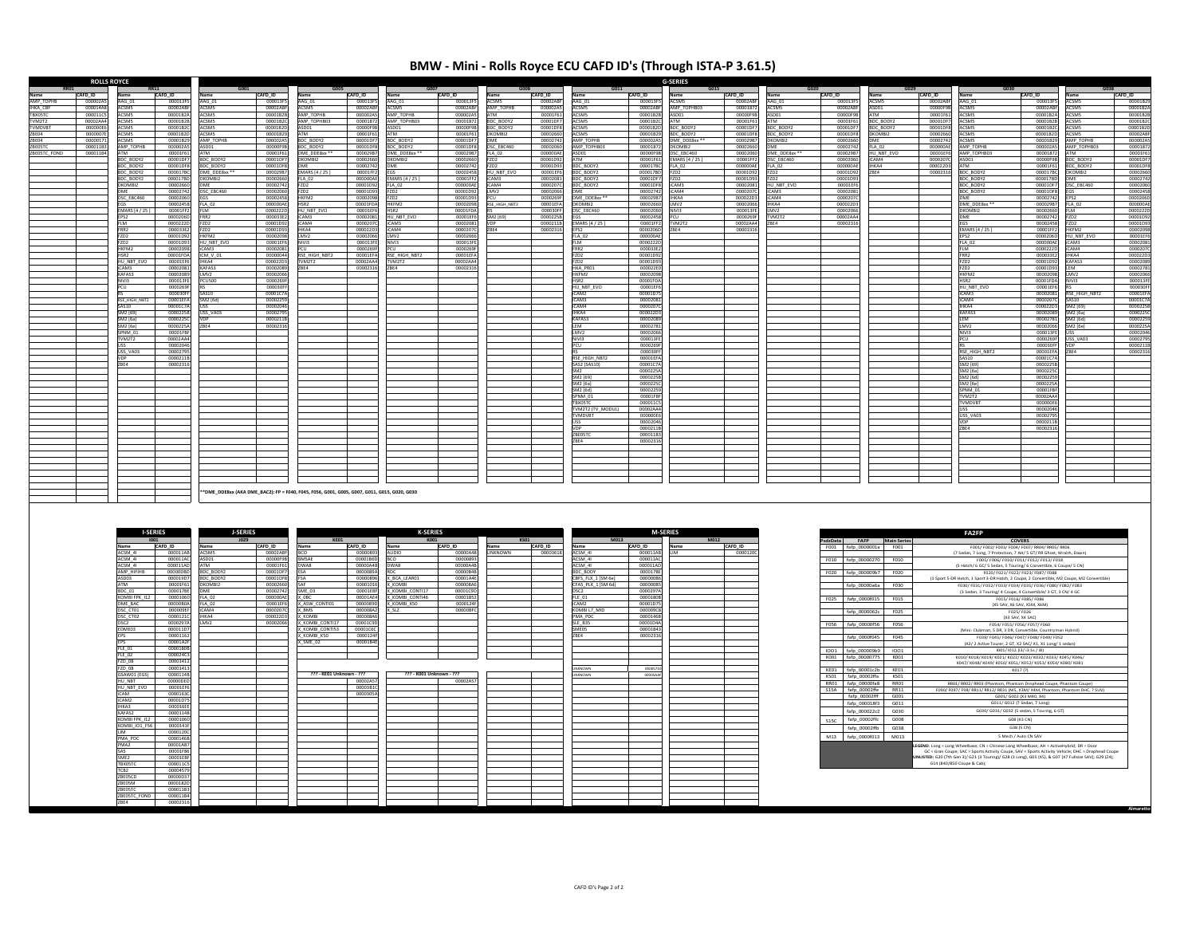# BMW - Mini - Rolls Royce ECU CAFD ID's (Through ISTA-P 3.61.5)

## ROLLS ROYCE

### RR01

| Name | CAFD_ID |
|---|---|
| AMP_TOPHB | 000002A5 |
| IHKA_CBF | 000014A8 |
| TBX05TC | 000011C5 |
| TVM2T2 | 00002AA4 |
| TVMDVBT | 000000E6 |
| ZBE04 | 0000007E |
| ZBE04 | 00000171 |
| ZBE05TC | 000011B3 |
| ZBE05TC_FOND | 000011B4 |

### RR11

| Name | CAFD_ID |
|---|---|
| AAG_01 | 000013F5 |
| ACSM5 | 00002ABF |
| ACSM5 | 0000182A |
| ACSM5 | 0000182B |
| ACSM5 | 0000182C |
| ACSM5 | 0000182D |
| ACSM5 | 00001829 |
| AMP_TOPHB | 000002A5 |
| ATM | 00001F61 |
| BDC_BODY2 | 00001DF7 |
| BDC_BODY2 | 00001DF8 |
| BDC_BODY2 | 0000178C |
| BDC_BODY2 | 0000178D |
| DKOMBI2 | 00002660 |
| DME | 00002742 |
| DSC_EBC460 | 00002060 |
| EGS | 00002458 |
| EMARS [4 / 25 ] | 00001FF2 |
| EPS2 | 0000206D |
| FLM | 0000222D |
| FRR2 | 000033E2 |
| FZD2 | 00001D92 |
| FZD2 | 00001D93 |
| HKFM2 | 0000209B |
| HSR2 | 00001FDA |
| HU_NBT_EVO | 00001EF6 |
| ICAM3 | 00002081 |
| KAFAS3 | 00002089 |
| NIVI3 | 000013FE |
| PCU | 0000269F |
| RS | 000030FF |
| RSE_HIGH_NBT2 | 00001EFA |
| SAS10 | 00001C7A |
| SM2 [69] | 0000225B |
| SM2 [6a] | 0000225C |
| SM2 [6e] | 0000225A |
| SPNM_01 | 00001FBF |
| TVM2T2 | 00002AA4 |
| USS | 00002046 |
| USS_VA03 | 00002795 |
| VDP | 0000211B |
| ZBE4 | 00002316 |

## G-SERIES

### G001

| Name | CAFD_ID |
|---|---|
| AAG_01 | 000013F5 |
| ACSM5 | 00002ABF |
| ACSM5 | 0000182B |
| ACSM5 | 0000182C |
| ACSM5 | 0000182D |
| ACSM5 | 00001829 |
| AMP_TOPHB | 000002A5 |
| ASD01 | 00000F98 |
| ATM | 00001F61 |
| BDC_BODY2 | 00001DF7 |
| BDC_BODY2 | 00001DF8 |
| DME_DDE8xx ** | 00002987 |
| DSC_EBC460 | 00002060 |
| EGS | 00002458 |
| FLA_02 | 000000AE |
| FLM | 0000222D |
| FRR2 | 000033E2 |
| FZD2 | 00001D92 |
| HKFM2 | 0000209B |
| HU_NBT_EVO | 00001EF6 |
| ICAM3 | 00002081 |
| ICM_V_01 | 00000044 |
| IHKA4 | 000022D3 |
| KAFAS3 | 00002089 |
| LMV2 | 00002066 |
| NIVI3 | 000013FE |
| PCU500 | 0000269F |
| RS | 000030FF |
| SAS10 | 00001C7A |
| SM2 [6d] | 00002259 |
| USS | 00002046 |
| USS_VA03 | 00002795 |
| VDP | 0000211B |
| ZBE4 | 00002316 |

### G005

| Name | CAFD_ID |
|---|---|
| AAG_01 | 000013F5 |
| ACSM5 | 00002ABF |
| AMP_TOPHB | 000002A5 |
| AMP_TOPHB03 | 00001872 |
| ASD01 | 00000F98 |
| ATM | 00001F61 |
| BDC_BODY2 | 00001DF7 |
| BDC_BODY2 | 00001DF8 |
| DME_DDE8xx ** | 00002987 |
| DKOMBI2 | 00002660 |
| DME | 00002742 |
| EMARS [4 / 25 ] | 00001FF2 |
| FLA_02 | 000000AE |
| FZD2 | 00001D92 |
| FZD2 | 00001D93 |
| HKFM2 | 0000209B |
| HSR2 | 00001FDA |
| HU_NBT_EVO | 00001EF6 |
| ICAM3 | 00002081 |
| ICAM4 | 0000207C |
| IHKA4 | 000022D3 |
| LMV2 | 00002066 |
| NIVI3 | 000013FE |
| PCU | 0000269F |
| RSE_HIGH_NBT2 | 00001EFA |
| TVM2T2 | 00002AA4 |
| ZBE4 | 00002316 |

### G007

| Name | CAFD_ID |
|---|---|
| AAG_01 | 000013F5 |
| ACSM5 | 00002ABF |
| AMP_TOPHB | 000002A5 |
| AMP_TOPHB03 | 00001872 |
| ASD01 | 00000F98 |
| ATM | 00001F61 |
| BDC_BODY2 | 00001DF7 |
| BDC_BODY2 | 00001DF8 |
| DME_DDE8xx ** | 00002987 |
| DKOMBI2 | 00002660 |
| DME | 00002742 |
| EGS | 00002458 |
| EMARS [4 / 25 ] | 00001FF2 |
| FLA_02 | 000000AE |
| FZD2 | 00001D92 |
| FZD2 | 00001D93 |
| HKFM2 | 0000209B |
| HSR2 | 00001FDA |
| HU_NBT_EVO | 00001EF6 |
| ICAM3 | 00002081 |
| ICAM4 | 0000207C |
| LMV2 | 00002066 |
| NIVI3 | 000013FE |
| PCU | 0000269F |
| RSE_HIGH_NBT2 | 00001EFA |
| TVM2T2 | 00002AA4 |
| ZBE4 | 00002316 |

### G008

| Name | CAFD_ID |
|---|---|
| ACSM5 | 00002ABF |
| AMP_TOPHB | 000002A5 |
| ATM | 00001F61 |
| BDC_BODY2 | 00001DF7 |
| BDC_BODY2 | 00001DF8 |
| DKOMBI2 | 00002660 |
| DME | 00002742 |
| DSC_EBC460 | 0000206D |
| FLA_02 | 000000AE |
| FZD2 | 00001D92 |
| FZD2 | 00001D93 |
| HU_NBT_EVO | 00001EF6 |
| ICAM3 | 00002081 |
| ICAM4 | 0000207C |
| LMV2 | 00002066 |
| PCU | 0000269F |
| RSE_HIGH_NBT2 | 00001EFA |
| RS | 000030FF |
| SM2 [69] | 0000225B |
| VDP | 0000211B |
| ZBE4 | 00002316 |

### G011

| Name | CAFD_ID |
|---|---|
| AAG_01 | 000013F5 |
| ACSM5 | 00002ABF |
| ACSM5 | 0000182B |
| ACSM5 | 0000182C |
| ACSM5 | 0000182D |
| ACSM5 | 00001829 |
| AMP_TOPHB | 000002A5 |
| AMP_TOPHB03 | 00001872 |
| ASD01 | 00000F98 |
| ATM | 00001F61 |
| BDC_BODY2 | 00001DF7 |
| BDC_BODY2 | 0000178C |
| BDC_BODY2 | 00001DF8 |
| DKOMBI2 | 00002660 |
| DME | 00002742 |
| DME_DDE8xx ** | 00002987 |
| DSC_EBC460 | 0000206D |
| EGS | 00002458 |
| EMARS [4 / 25 ] | 00001FF2 |
| EPS2 | 0000206D |
| FLA_02 | 000000AE |
| FLM | 0000222D |
| FRR2 | 000033E2 |
| FZD2 | 00001D92 |
| FZD2 | 00001D93 |
| HKA_FR01 | 000022E0 |
| HKFM2 | 0000209B |
| HSR2 | 00001FDA |
| HU_NBT_EVO | 00001EF6 |
| ICAM2 | 00001D75 |
| ICAM3 | 00002081 |
| ICAM4 | 0000207C |
| IHKA4 | 000022D3 |
| KAFAS3 | 00002089 |
| LEM | 00002781 |
| LMV2 | 00002066 |
| NIVI3 | 000013FE |
| PCU | 0000269F |
| RS | 000030FF |
| RSE_HIGH_NBT2 | 00001EFA |
| SAS2 [SAS10] | 00001C7A |
| SM2 | 0000225A |
| SM2 [69] | 0000225B |
| SM2 [6a] | 0000225C |
| SM2 [6d] | 00002259 |
| SPNM_01 | 00001FBF |
| TBX05TC | 000011C5 |
| TVM2T2 (TV_MODUL) | 00002AA4 |
| TVMDVBT | 000000E6 |
| USS | 00002046 |
| VDP | 0000211B |
| ZBE05TC | 000011B3 |
| ZBE4 | 00002316 |

### G015

| Name | CAFD_ID |
|---|---|
| ACSM5 | 00002ABF |
| AMP_TOPHB03 | 00001872 |
| ASD01 | 00000F98 |
| ATM | 00001F61 |
| BDC_BODY2 | 00001DF7 |
| BDC_BODY2 | 00001DF8 |
| DME_DDE8xx ** | 00002987 |
| DKOMBI2 | 00002660 |
| DSC_EBC460 | 00002060 |
| EMARS [4 / 25 ] | 00001FF2 |
| FLA_02 | 000000AE |
| FZD2 | 00001D92 |
| FZD2 | 00001D93 |
| ICAM3 | 00002081 |
| ICAM4 | 0000207C |
| IHKA4 | 000022D3 |
| LMV2 | 00002066 |
| NIVI3 | 000013FE |
| PCU | 0000269F |
| TVM2T2 | 00002AA4 |
| ZBE4 | 00002316 |

### G020

| Name | CAFD_ID |
|---|---|
| AAG_01 | 000013F5 |
| ACSM5 | 00002ABF |
| ASD01 | 00000F98 |
| ATM | 00001F61 |
| BDC_BODY2 | 00001DF7 |
| BDC_BODY2 | 00001DF8 |
| DKOMBI2 | 00002660 |
| DME | 00002742 |
| DME_DDE8xx ** | 00002987 |
| DSC_EBC460 | 00002060 |
| FLA_02 | 000000AE |
| FZD2 | 00001D92 |
| FZD2 | 00001D93 |
| HU_NBT_EVO | 00001EF6 |
| ICAM3 | 00002081 |
| ICAM4 | 0000207C |
| IHKA4 | 000022D3 |
| LMV2 | 00002066 |
| TVM2T2 | 00002AA4 |
| ZBE4 | 00002316 |

### G029

| Name | CAFD_ID |
|---|---|
| ACSM5 | 00002ABF |
| ASD01 | 00000F98 |
| ATM | 00001F61 |
| BDC_BODY2 | 00001DF7 |
| BDC_BODY2 | 00001DF8 |
| DKOMBI2 | 00002660 |
| DME | 00002742 |
| FLA_02 | 000000AE |
| HU_NBT_EVO | 00001EF6 |
| ICAM4 | 0000207C |
| IHKA4 | 000022D3 |
| ZBE4 | 00002316 |

### G030

| Name | CAFD_ID |
|---|---|
| AAG_01 | 000013F5 |
| ACSM5 | 00002ABF |
| ACSM5 | 0000182A |
| ACSM5 | 0000182B |
| ACSM5 | 0000182C |
| ACSM5 | 0000182D |
| ACSM5 | 00001829 |
| AMP_TOPHB | 000002A5 |
| AMP_TOPHB03 | 00001872 |
| ASD01 | 00000F98 |
| ATM | 00001F61 |
| BDC_BODY2 | 0000178C |
| BDC_BODY2 | 0000178D |
| BDC_BODY2 | 00001DF7 |
| BDC_BODY2 | 00001DF8 |
| DME | 00002742 |
| DME_DDE8xx ** | 00002987 |
| DKOMBI2 | 00002660 |
| DME | 00002742 |
| EGS | 00002458 |
| EMARS [4 / 25 ] | 00001FF2 |
| EPS2 | 0000206D |
| FLA_02 | 000000AE |
| FLM | 0000222D |
| FRR2 | 000033E2 |
| FZD2 | 00001D92 |
| FZD2 | 00001D93 |
| HKFM2 | 0000209B |
| HSR2 | 00001FDA |
| HU_NBT_EVO | 00001EF6 |
| ICAM3 | 00002081 |
| ICAM4 | 0000207C |
| IHKA4 | 000022D3 |
| KAFAS3 | 00002089 |
| LEM | 00002781 |
| LMV2 | 00002066 |
| NIVI3 | 000013FE |
| PCU | 0000269F |
| RS | 000030FF |
| RSE_HIGH_NBT2 | 00001EFA |
| SAS10 | 00001C7A |
| SM2 [69] | 0000225B |
| SM2 [6a] | 0000225C |
| SM2 [6d] | 00002259 |
| SM2 [6e] | 0000225A |
| SPNM_01 | 00001FBF |
| TVM2T2 | 00002AA4 |
| TVMDVBT | 000000E6 |
| USS | 00002046 |
| USS_VA03 | 00002795 |
| VDP | 0000211B |
| ZBE4 | 00002316 |

### G038

| Name | CAFD_ID |
|---|---|
| ACSM5 | 00001829 |
| ACSM5 | 0000182A |
| ACSM5 | 0000182B |
| ACSM5 | 0000182C |
| ACSM5 | 0000182D |
| ACSM5 | 00002ABF |
| AMP_TOPHB | 000002A5 |
| AMP_TOPHB03 | 00001872 |
| ATM | 00001F61 |
| BDC_BODY2 | 00001DF7 |
| BDC_BODY2 | 00001DF8 |
| DKOMBI2 | 00002660 |
| DME | 00002742 |
| DSC_EBC460 | 00002060 |
| EGS | 00002458 |
| FLA_02 | 000000AE |
| FLM | 0000222D |
| FZD2 | 00001D92 |
| FZD2 | 00001D93 |
| HKFM2 | 0000209B |
| HU_NBT_EVO | 00001EF6 |
| ICAM3 | 00002081 |
| IHKA4 | 000022D3 |
| KAFAS3 | 00002089 |
| LEM | 00002781 |
| LMV2 | 00002066 |
| NIVI3 | 000013FE |
| RS | 000030FF |
| RSE_HIGH_NBT2 | 00001EFA |
| SAS10 | 00001C7A |
| SM2 [69] | 0000225B |
| SM2 [6a] | 0000225C |
| SM2 [6d] | 00002259 |
| SM2 [6e] | 0000225A |
| USS | 00002046 |
| USS_VA03 | 00002795 |
| VDP | 0000211B |
| ZBE4 | 00002316 |

**DME_DDE8xx (AKA DME_BAC2): FP = F040, F045, F056, G001, G005, G007, G011, G015, G020, G030

## I-SERIES

### I001

| Name | CAFD_ID |
|---|---|
| ACSM_4I | 000011AB |
| ACSM_4I | 000011AC |
| ACSM_4I | 000011AD |
| AMP_HIFIHB | 000000BD |
| ASD01 | 0000190D |
| ATM | 00001F61 |
| BDC_01 | 0000178E |
| KOMBI FPK_I12 | 00001060 |
| DME_BAC | 0000080A |
| DSC_CT01 | 0000095F |
| DSC_CT02 | 0000121C |
| DSC2 | 0000207A |
| EDME03 | 000011D7 |
| EPS | 00001162 |
| EPS | 00001A2F |
| FLE_01 | 0000180B |
| FLE_02 | 000024C5 |
| FZD_08 | 00001412 |
| FZD_08 | 00001413 |
| GSAW01 (EGS) | 0000114B |
| HU_NBT | 000000ED |
| HU_NBT_EVO | 00001EF6 |
| ICAM | 0000163C |
| ICAM2 | 00001D75 |
| IHKA3 | 000016EE |
| KAFAS2 | 0000114B |
| KOMBI FPK_I12 | 00001060 |
| KOMBI_IO1_FS6 | 0000141F |
| LIM | 0000120C |
| PMA_PDC | 00001468 |
| PMA2 | 00001A87 |
| SAS | 00000F86 |
| SME2 | 00001E8F |
| TBX05TC | 000011C5 |
| TCB2 | 00004579 |
| ZBE05CD | 00000037 |
| ZBE05M | 0000182D |
| ZBE05TC | 000011B3 |
| ZBE05TC_FOND | 000011B4 |
| ZBE4 | 00002316 |

## J-SERIES

### J029

| Name | CAFD_ID |
|---|---|
| ACSM5 | 00002ABF |
| ASD01 | 00000F98 |
| ATM | 00001F61 |
| BDC_BODY2 | 00001DF7 |
| BDC_BODY2 | 00001DF8 |
| DKOMBI2 | 00002660 |
| DME | 00002742 |
| FLA_02 | 000000AE |
| FLA_02 | 00001EF6 |
| ICAM4 | 0000207C |
| IHKA4 | 000022D3 |
| LMV2 | 00002066 |

## K-SERIES

### KE01

| Name | CAFD_ID |
|---|---|
| BCO | 00000893 |
| BMSAE | 000018ED |
| DWA8 | 00000A40 |
| ESA | 0000089A |
| FSA | 00000896 |
| SAF | 00001016 |
| SME_03 | 00001E8F |
| X_OBC | 00001A64 |
| X_ASW_CONTI01 | 0000089D |
| X_BMS | 000008A2 |
| X_KOMBI | 000008A6 |
| X_KOMBI_CONTI53 | 00001C6C |
| X_KOMBI_K50 | 0000124F |
| X_SME_02 | 00001B4E |

??? - KE01 Unknown - ???

| Name | CAFD_ID |
|---|---|
| | 00002A57 |
| | 00001B1C |
| | 0000305A |

### K001

| Name | CAFD_ID |
|---|---|
| AUDIO | 00000A48 |
| BCO | 00000893 |
| DWA8 | 00000A40 |
| RDC | 00000B4B |
| X_BCA_LEAR01 | 00001A4E |
| X_KOMBI | 000008A6 |
| X_KOMBI_CONTI17 | 00001C90 |
| X_KOMBI_CONTI46 | 00001B52 |
| X_KOMBI_K50 | 0000124F |
| X_SLZ | 000008BF |

??? - K001 Unknown - ???

| Name | CAFD_ID |
|---|---|
| | 00002A57 |

### K501

| Name | CAFD_ID |
|---|---|
| UNKNOWN | 0000361B |

## M-SERIES

### M013

| Name | CAFD_ID |
|---|---|
| ACSM_4I | 000011AB |
| ACSM_4I | 000011AC |
| ACSM_4I | 000011AD |
| BDC_BODY | 0000178E |
| CBFS_FLX_1 [SM 6e] | 00000086 |
| CFAS_FLX_1 [SM 6d] | 00000085 |
| DSC2 | 0000207A |
| FLE_01 | 0000180B |
| ICAM2 | 00001D75 |
| KOMBI LT_MID | 0000090E |
| PMA_PDC | 0000146B |
| SLE_B35 | 0000154A |
| SME05 | 00001843 |
| ZBE4 | 00002316 |
| UNKNOWN | 00005710 |
| UNKNOWN | 00005A5F |

### M012

| Name | CAFD_ID |
|---|---|
| LIM | 0000120C |

## FA2FP

| PsdoData | FAFP | Main Series | COVERS |
|---|---|---|---|
| F001 | fafp_0000001a | F001 | F001/ F002/ F003/ F004/ F007/ R004/ R005/ R006 (7 Sedan, 7 Long, 7 Protection, 7 AH/ 5 GT/ R8 Ghost, Wraith, Dawn) |
| F010 | fafp_00000270 | F010 | F005/ F006/ F010/ F011/ F012/ F013/ F018 (5 Hatch/ 6 GT/ 5 Sedan, 5 Touring/ 6 Convertible, 6 Coupe/ 5 CN) |
| F020 | fafp_000009b7 | F020 | F020/ F021/ F022/ F023/ F087/ F088 (1 Sport 5-DR Hatch, 1 Sport 3-DR Hatch, 2 Coupe, 2 Convertible, M2 Coupe, M2 Convertible) |
| | fafp_00000a6a | F030 | F030/ F031/ F032/ F033/ F034/ F035/ F036/ F080/ F082/ F083 (3 Sedan, 3 Touring/ 4 Coupe, 4 Convertible/ 3 GT, 3 CN/ 4 GC |
| F025 | fafp_0000f015 | F015 | F015/ F016/ F085/ F086 (X5 SAV, X6 SAV, X5M, X6M) |
| | fafp_0000062c | F025 | F025/ F026 (X3 SAV, X4 SAC) |
| F056 | fafp_00000f56 | F056 | F054/ F055/ F056/ F057/ F060 (Mini: Clubman, 5 DR, 3 DR, Convertible, Countryman Hybrid) |
| | fafp_0000f045 | F045 | F039/ F045/ F046/ F047/ F048/ F049/ F052 (X2/ 2 Active Tourer, 2 GT, X2 SAC/ X1, X1 Long/ 1 sedan) |
| IO01 | fafp_000009b9 | IO01 | I001/ I012 (I3/ I3 S / I8) |
| K001 | fafp_00000775 | K001 | K010/ K018/ K019/ K021/ K022/ K023/ K032/ K033/ K045/ K046/ K047/ K048/ K049/ K050/ K051/ K052/ K053/ K054/ K080/ K081 |
| KE01 | fafp_00001c2b | KE01 | K017 (?) |
| KS01 | fafp_00002ffa | KS01 | |
| RR01 | fafp_00000fa8 | RR01 | RR01/ RR02/ RR03 (Phantom, Phantom Drophead Coupe, Phantom Coupe) |
| S15A | fafp_00002ffe | RR11 | F090/ F097/ F98/ RR11/ RR12/ RR31 (M5, X3M, X4M, Phantom, Phantom DHC, ? SUV) |
| | fafp_00002fff | G001 | G001/ G002 (X3 M40, X4) |
| | fafp_000018f3 | G011 | G011/ G012 (7 Sedan, 7 Long) |
| | fafp_000022c2 | G030 | G030/ G031/ G032 (5 Sedan, 5 Touring, 6 GT) |
| S15C | fafp_00002ffc | G008 | G08 (X3 CN) |
| | fafp_00002ffb | G038 | G38 (5 CN) |
| M13 | fafp_0000f013 | M013 | 5 Mech / Auto CN SAV |

**LEGEND:** Long = Long Wheelbase; CN = Chinese Long Wheelbase; AH = ActiveHybrid; DR = Door
GC = Gran Coupe; SAC = Sports Activity Coupe; SAV = Sports Activity Vehicle; DHC = Drophead Coupe
**UNLISTED:** G20 (7th Gen 3)/ G21 (3 Touring)/ G28 (3 Long), G05 (X5), & G07 (X7 Fullsize SAV); G29 (Z4); G14 (840/850 Coupe & Cab);

Almaretto